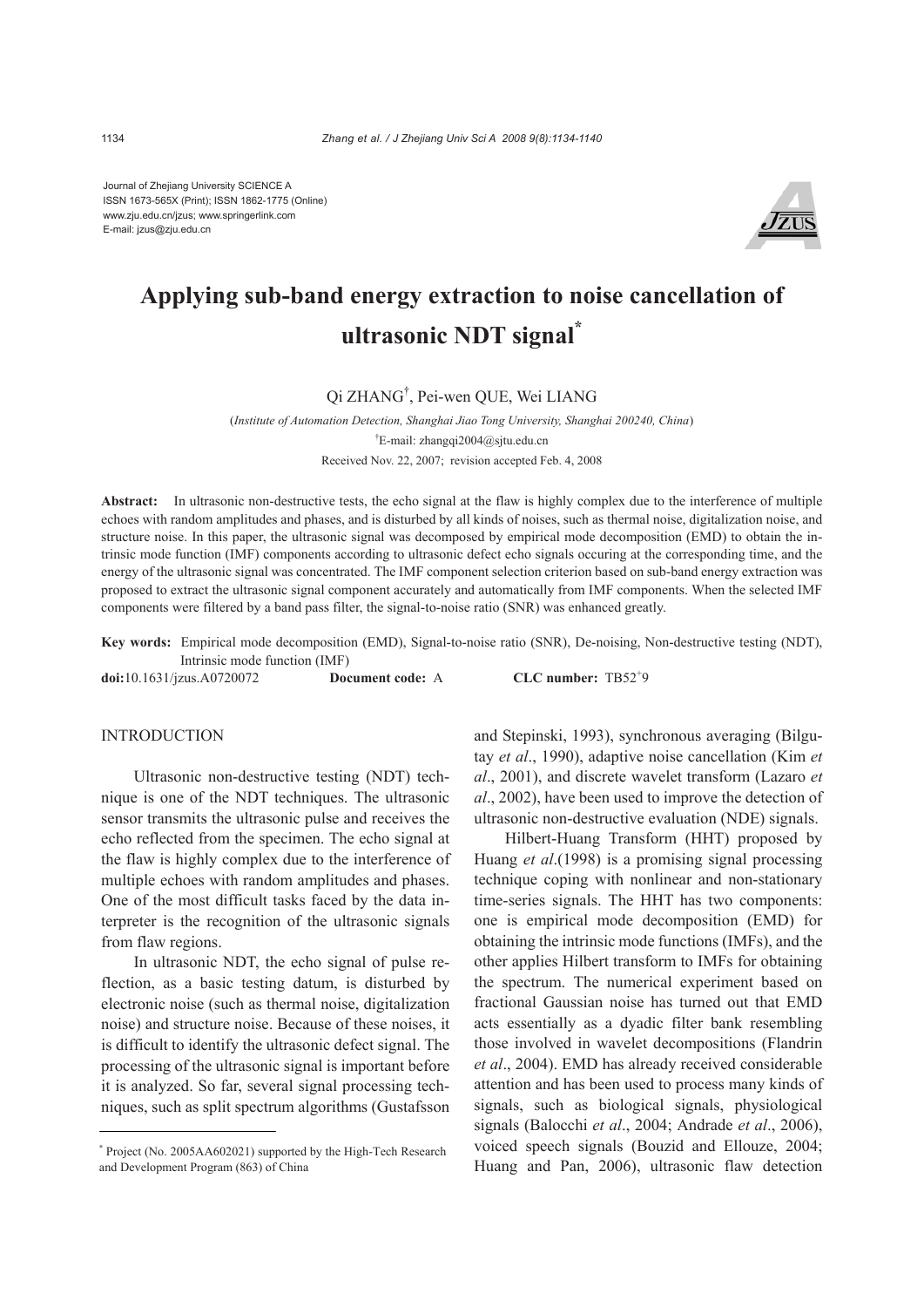Journal of Zhejiang University SCIENCE A
ISSN 1673-565X (Print); ISSN 1862-1775 (Online)
www.zju.edu.cn/jzus; www.springerlink.com
E-mail: jzus@zju.edu.cn

# Applying sub-band energy extraction to noise cancellation of ultrasonic NDT signal*

Qi ZHANG†, Pei-wen QUE, Wei LIANG

(*Institute of Automation Detection, Shanghai Jiao Tong University, Shanghai 200240, China*)

†E-mail: zhangqi2004@sjtu.edu.cn

Received Nov. 22, 2007; revision accepted Feb. 4, 2008

**Abstract:** In ultrasonic non-destructive tests, the echo signal at the flaw is highly complex due to the interference of multiple echoes with random amplitudes and phases, and is disturbed by all kinds of noises, such as thermal noise, digitalization noise, and structure noise. In this paper, the ultrasonic signal was decomposed by empirical mode decomposition (EMD) to obtain the intrinsic mode function (IMF) components according to ultrasonic defect echo signals occuring at the corresponding time, and the energy of the ultrasonic signal was concentrated. The IMF component selection criterion based on sub-band energy extraction was proposed to extract the ultrasonic signal component accurately and automatically from IMF components. When the selected IMF components were filtered by a band pass filter, the signal-to-noise ratio (SNR) was enhanced greatly.

**Key words:** Empirical mode decomposition (EMD), Signal-to-noise ratio (SNR), De-noising, Non-destructive testing (NDT), Intrinsic mode function (IMF)

**doi:**10.1631/jzus.A0720072 **Document code:** A **CLC number:** TB52+9

## INTRODUCTION

Ultrasonic non-destructive testing (NDT) technique is one of the NDT techniques. The ultrasonic sensor transmits the ultrasonic pulse and receives the echo reflected from the specimen. The echo signal at the flaw is highly complex due to the interference of multiple echoes with random amplitudes and phases. One of the most difficult tasks faced by the data interpreter is the recognition of the ultrasonic signals from flaw regions.

In ultrasonic NDT, the echo signal of pulse reflection, as a basic testing datum, is disturbed by electronic noise (such as thermal noise, digitalization noise) and structure noise. Because of these noises, it is difficult to identify the ultrasonic defect signal. The processing of the ultrasonic signal is important before it is analyzed. So far, several signal processing techniques, such as split spectrum algorithms (Gustafsson and Stepinski, 1993), synchronous averaging (Bilgutay *et al*., 1990), adaptive noise cancellation (Kim *et al*., 2001), and discrete wavelet transform (Lazaro *et al*., 2002), have been used to improve the detection of ultrasonic non-destructive evaluation (NDE) signals.

Hilbert-Huang Transform (HHT) proposed by Huang *et al*.(1998) is a promising signal processing technique coping with nonlinear and non-stationary time-series signals. The HHT has two components: one is empirical mode decomposition (EMD) for obtaining the intrinsic mode functions (IMFs), and the other applies Hilbert transform to IMFs for obtaining the spectrum. The numerical experiment based on fractional Gaussian noise has turned out that EMD acts essentially as a dyadic filter bank resembling those involved in wavelet decompositions (Flandrin *et al*., 2004). EMD has already received considerable attention and has been used to process many kinds of signals, such as biological signals, physiological signals (Balocchi *et al*., 2004; Andrade *et al*., 2006), voiced speech signals (Bouzid and Ellouze, 2004; Huang and Pan, 2006), ultrasonic flaw detection

* Project (No. 2005AA602021) supported by the High-Tech Research and Development Program (863) of China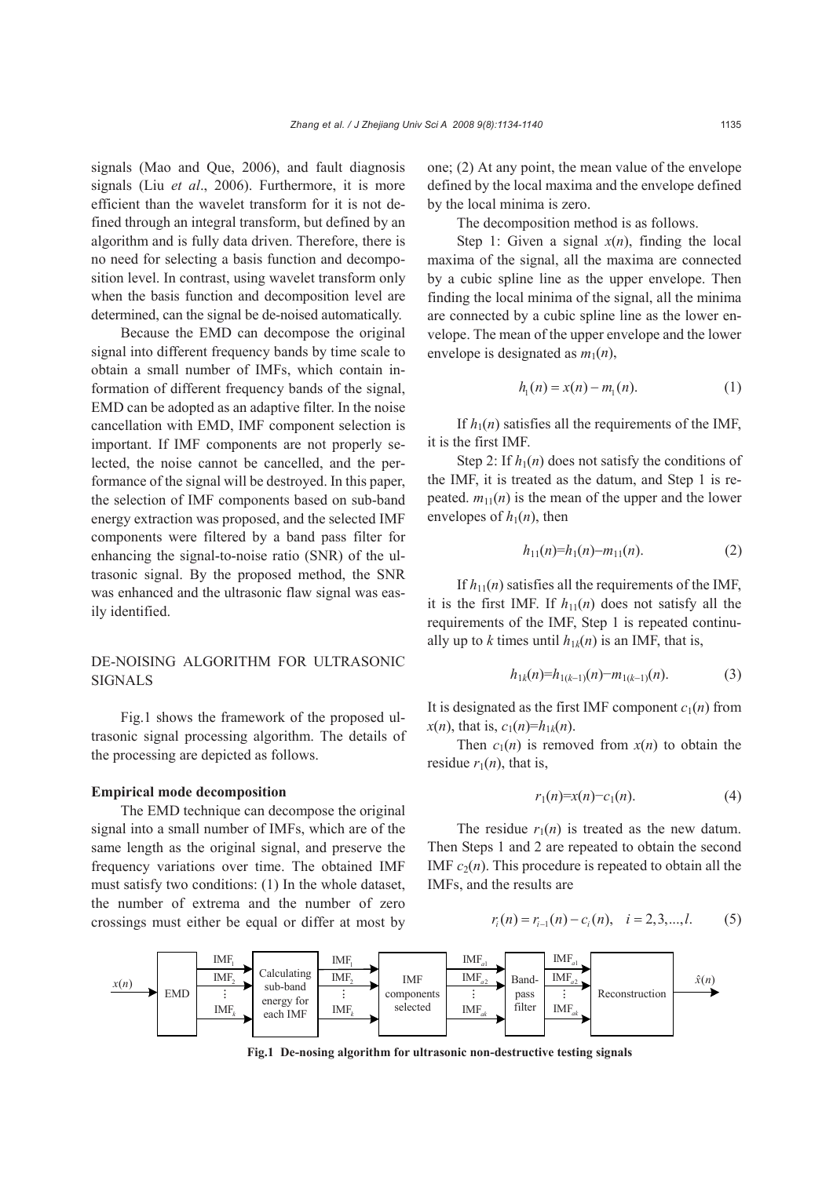signals (Mao and Que, 2006), and fault diagnosis signals (Liu *et al*., 2006). Furthermore, it is more efficient than the wavelet transform for it is not defined through an integral transform, but defined by an algorithm and is fully data driven. Therefore, there is no need for selecting a basis function and decomposition level. In contrast, using wavelet transform only when the basis function and decomposition level are determined, can the signal be de-noised automatically.

Because the EMD can decompose the original signal into different frequency bands by time scale to obtain a small number of IMFs, which contain information of different frequency bands of the signal, EMD can be adopted as an adaptive filter. In the noise cancellation with EMD, IMF component selection is important. If IMF components are not properly selected, the noise cannot be cancelled, and the performance of the signal will be destroyed. In this paper, the selection of IMF components based on sub-band energy extraction was proposed, and the selected IMF components were filtered by a band pass filter for enhancing the signal-to-noise ratio (SNR) of the ultrasonic signal. By the proposed method, the SNR was enhanced and the ultrasonic flaw signal was easily identified.

## DE-NOISING ALGORITHM FOR ULTRASONIC SIGNALS

Fig.1 shows the framework of the proposed ultrasonic signal processing algorithm. The details of the processing are depicted as follows.

### Empirical mode decomposition

The EMD technique can decompose the original signal into a small number of IMFs, which are of the same length as the original signal, and preserve the frequency variations over time. The obtained IMF must satisfy two conditions: (1) In the whole dataset, the number of extrema and the number of zero crossings must either be equal or differ at most by one; (2) At any point, the mean value of the envelope defined by the local maxima and the envelope defined by the local minima is zero.

The decomposition method is as follows.

Step 1: Given a signal $x(n)$, finding the local maxima of the signal, all the maxima are connected by a cubic spline line as the upper envelope. Then finding the local minima of the signal, all the minima are connected by a cubic spline line as the lower envelope. The mean of the upper envelope and the lower envelope is designated as $m_1(n)$,

$$h_1(n) = x(n) - m_1(n). \tag{1}$$

If $h_1(n)$ satisfies all the requirements of the IMF, it is the first IMF.

Step 2: If $h_1(n)$ does not satisfy the conditions of the IMF, it is treated as the datum, and Step 1 is repeated. $m_{11}(n)$ is the mean of the upper and the lower envelopes of $h_1(n)$, then

$$h_{11}(n)=h_1(n)-m_{11}(n). \tag{2}$$

If $h_{11}(n)$ satisfies all the requirements of the IMF, it is the first IMF. If $h_{11}(n)$ does not satisfy all the requirements of the IMF, Step 1 is repeated continually up to $k$ times until $h_{1k}(n)$ is an IMF, that is,

$$h_{1k}(n)=h_{1(k-1)}(n)-m_{1(k-1)}(n). \tag{3}$$

It is designated as the first IMF component $c_1(n)$ from $x(n)$, that is, $c_1(n)=h_{1k}(n)$.

Then $c_1(n)$ is removed from $x(n)$ to obtain the residue $r_1(n)$, that is,

$$r_1(n)=x(n)-c_1(n). \tag{4}$$

The residue $r_1(n)$ is treated as the new datum. Then Steps 1 and 2 are repeated to obtain the second IMF $c_2(n)$. This procedure is repeated to obtain all the IMFs, and the results are

$$r_i(n) = r_{i-1}(n) - c_i(n), \quad i = 2,3,...,l. \tag{5}$$

$x(n)$ → EMD → $\text{IMF}_1$, $\text{IMF}_2$, ⋮, $\text{IMF}_k$ → Calculating sub-band energy for each IMF → $\text{IMF}_1$, $\text{IMF}_2$, ⋮, $\text{IMF}_k$ → IMF components selected → $\text{IMF}_{a1}$, $\text{IMF}_{a2}$, ⋮, $\text{IMF}_{ak}$ → Band-pass filter → $\text{IMF}_{a1}$, $\text{IMF}_{a2}$, ⋮, $\text{IMF}_{ak}$ → Reconstruction → $\hat{x}(n)$

**Fig.1 De-nosing algorithm for ultrasonic non-destructive testing signals**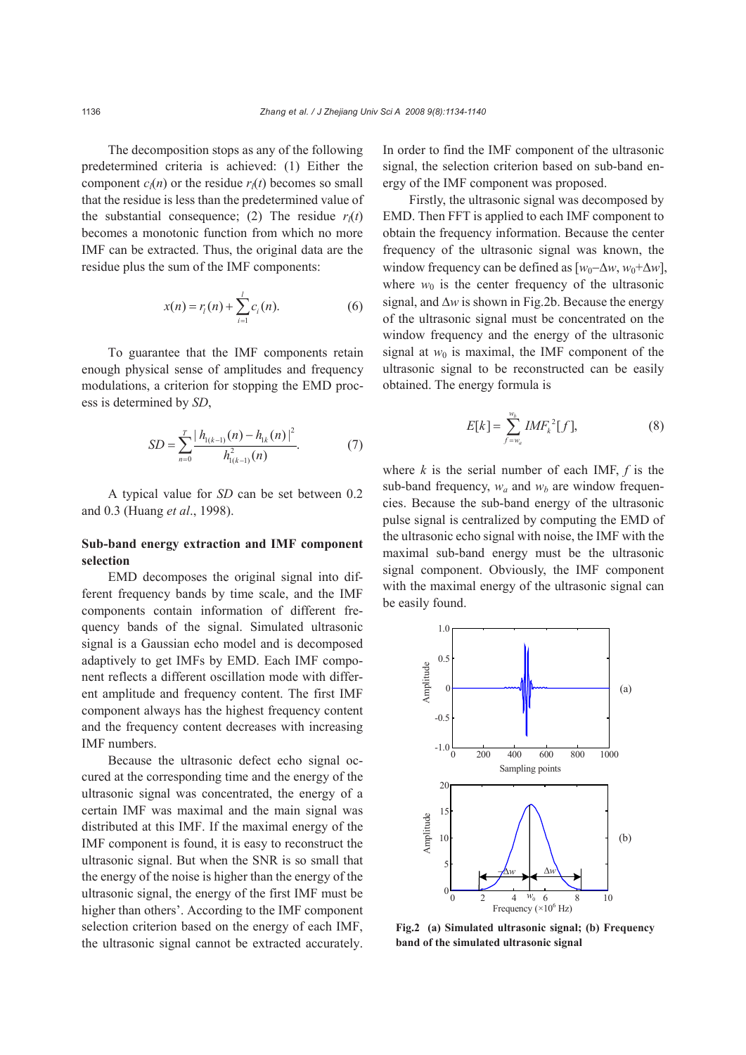The decomposition stops as any of the following predetermined criteria is achieved: (1) Either the component $c_l(n)$ or the residue $r_l(t)$ becomes so small that the residue is less than the predetermined value of the substantial consequence; (2) The residue $r_l(t)$ becomes a monotonic function from which no more IMF can be extracted. Thus, the original data are the residue plus the sum of the IMF components:

$$x(n) = r_l(n) + \sum_{i=1}^{l} c_i(n). \tag{6}$$

To guarantee that the IMF components retain enough physical sense of amplitudes and frequency modulations, a criterion for stopping the EMD process is determined by *SD*,

$$SD = \sum_{n=0}^{T} \frac{|h_{1(k-1)}(n) - h_{1k}(n)|^2}{h_{1(k-1)}^2(n)}. \tag{7}$$

A typical value for *SD* can be set between 0.2 and 0.3 (Huang *et al*., 1998).

**Sub-band energy extraction and IMF component selection**

EMD decomposes the original signal into different frequency bands by time scale, and the IMF components contain information of different frequency bands of the signal. Simulated ultrasonic signal is a Gaussian echo model and is decomposed adaptively to get IMFs by EMD. Each IMF component reflects a different oscillation mode with different amplitude and frequency content. The first IMF component always has the highest frequency content and the frequency content decreases with increasing IMF numbers.

Because the ultrasonic defect echo signal occured at the corresponding time and the energy of the ultrasonic signal was concentrated, the energy of a certain IMF was maximal and the main signal was distributed at this IMF. If the maximal energy of the IMF component is found, it is easy to reconstruct the ultrasonic signal. But when the SNR is so small that the energy of the noise is higher than the energy of the ultrasonic signal, the energy of the first IMF must be higher than others'. According to the IMF component selection criterion based on the energy of each IMF, the ultrasonic signal cannot be extracted accurately. In order to find the IMF component of the ultrasonic signal, the selection criterion based on sub-band energy of the IMF component was proposed.

Firstly, the ultrasonic signal was decomposed by EMD. Then FFT is applied to each IMF component to obtain the frequency information. Because the center frequency of the ultrasonic signal was known, the window frequency can be defined as $[w_0-\Delta w, w_0+\Delta w]$, where $w_0$ is the center frequency of the ultrasonic signal, and $\Delta w$ is shown in Fig.2b. Because the energy of the ultrasonic signal must be concentrated on the window frequency and the energy of the ultrasonic signal at $w_0$ is maximal, the IMF component of the ultrasonic signal to be reconstructed can be easily obtained. The energy formula is

$$E[k] = \sum_{f=w_a}^{w_b} IMF_k^2[f], \tag{8}$$

where $k$ is the serial number of each IMF, $f$ is the sub-band frequency, $w_a$ and $w_b$ are window frequencies. Because the sub-band energy of the ultrasonic pulse signal is centralized by computing the EMD of the ultrasonic echo signal with noise, the IMF with the maximal sub-band energy must be the ultrasonic signal component. Obviously, the IMF component with the maximal energy of the ultrasonic signal can be easily found.

(a)
Amplitude
1.0
0.5
0
-0.5
-1.0
0 200 400 600 800 1000
Sampling points

(b)
Amplitude
20
15
10
5
0
0 2 4 $w_0$ 6 8 10
$\Delta w$ $\Delta w$
Frequency ($\times 10^6$ Hz)

**Fig.2 (a) Simulated ultrasonic signal; (b) Frequency band of the simulated ultrasonic signal**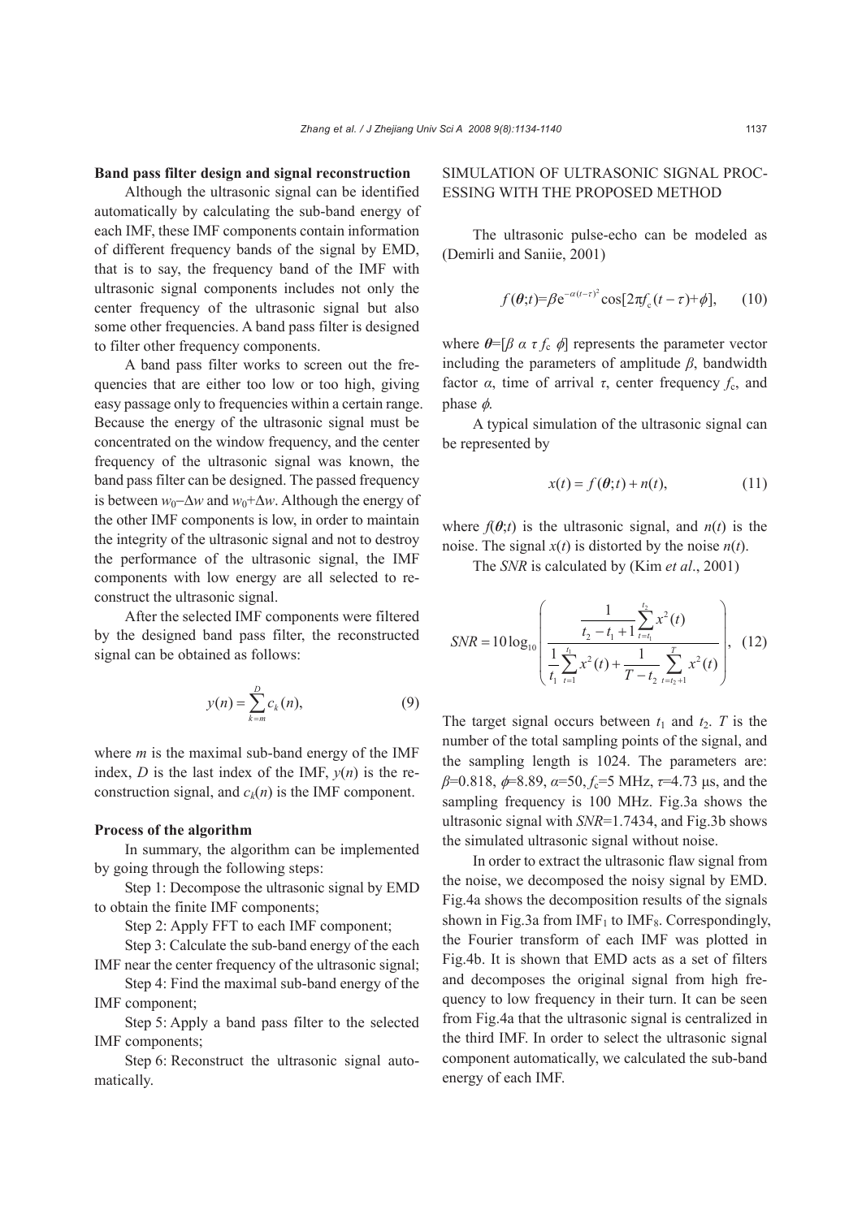**Band pass filter design and signal reconstruction**

Although the ultrasonic signal can be identified automatically by calculating the sub-band energy of each IMF, these IMF components contain information of different frequency bands of the signal by EMD, that is to say, the frequency band of the IMF with ultrasonic signal components includes not only the center frequency of the ultrasonic signal but also some other frequencies. A band pass filter is designed to filter other frequency components.

A band pass filter works to screen out the frequencies that are either too low or too high, giving easy passage only to frequencies within a certain range. Because the energy of the ultrasonic signal must be concentrated on the window frequency, and the center frequency of the ultrasonic signal was known, the band pass filter can be designed. The passed frequency is between $w_0-\Delta w$ and $w_0+\Delta w$. Although the energy of the other IMF components is low, in order to maintain the integrity of the ultrasonic signal and not to destroy the performance of the ultrasonic signal, the IMF components with low energy are all selected to reconstruct the ultrasonic signal.

After the selected IMF components were filtered by the designed band pass filter, the reconstructed signal can be obtained as follows:

$$y(n)=\sum_{k=m}^{D} c_k(n), \tag{9}$$

where $m$ is the maximal sub-band energy of the IMF index, $D$ is the last index of the IMF, $y(n)$ is the reconstruction signal, and $c_k(n)$ is the IMF component.

**Process of the algorithm**

In summary, the algorithm can be implemented by going through the following steps:

Step 1: Decompose the ultrasonic signal by EMD to obtain the finite IMF components;

Step 2: Apply FFT to each IMF component;

Step 3: Calculate the sub-band energy of the each IMF near the center frequency of the ultrasonic signal;

Step 4: Find the maximal sub-band energy of the IMF component;

Step 5: Apply a band pass filter to the selected IMF components;

Step 6: Reconstruct the ultrasonic signal automatically.

## SIMULATION OF ULTRASONIC SIGNAL PROCESSING WITH THE PROPOSED METHOD

The ultrasonic pulse-echo can be modeled as (Demirli and Saniie, 2001)

$$f(\boldsymbol{\theta};t)=\beta \mathrm{e}^{-\alpha(t-\tau)^2}\cos[2\pi f_c(t-\tau)+\phi], \tag{10}$$

where $\boldsymbol{\theta}=[\beta\ \alpha\ \tau\ f_c\ \phi]$ represents the parameter vector including the parameters of amplitude $\beta$, bandwidth factor $\alpha$, time of arrival $\tau$, center frequency $f_c$, and phase $\phi$.

A typical simulation of the ultrasonic signal can be represented by

$$x(t)=f(\boldsymbol{\theta};t)+n(t), \tag{11}$$

where $f(\boldsymbol{\theta};t)$ is the ultrasonic signal, and $n(t)$ is the noise. The signal $x(t)$ is distorted by the noise $n(t)$.

The *SNR* is calculated by (Kim *et al*., 2001)

$$SNR=10\log_{10}\left(\frac{\dfrac{1}{t_2-t_1+1}\sum_{t=t_1}^{t_2}x^2(t)}{\dfrac{1}{t_1}\sum_{t=1}^{t_1}x^2(t)+\dfrac{1}{T-t_2}\sum_{t=t_2+1}^{T}x^2(t)}\right), \tag{12}$$

The target signal occurs between $t_1$ and $t_2$. $T$ is the number of the total sampling points of the signal, and the sampling length is 1024. The parameters are: $\beta$=0.818, $\phi$=8.89, $\alpha$=50, $f_c$=5 MHz, $\tau$=4.73 μs, and the sampling frequency is 100 MHz. Fig.3a shows the ultrasonic signal with *SNR*=1.7434, and Fig.3b shows the simulated ultrasonic signal without noise.

In order to extract the ultrasonic flaw signal from the noise, we decomposed the noisy signal by EMD. Fig.4a shows the decomposition results of the signals shown in Fig.3a from $\text{IMF}_1$ to $\text{IMF}_8$. Correspondingly, the Fourier transform of each IMF was plotted in Fig.4b. It is shown that EMD acts as a set of filters and decomposes the original signal from high frequency to low frequency in their turn. It can be seen from Fig.4a that the ultrasonic signal is centralized in the third IMF. In order to select the ultrasonic signal component automatically, we calculated the sub-band energy of each IMF.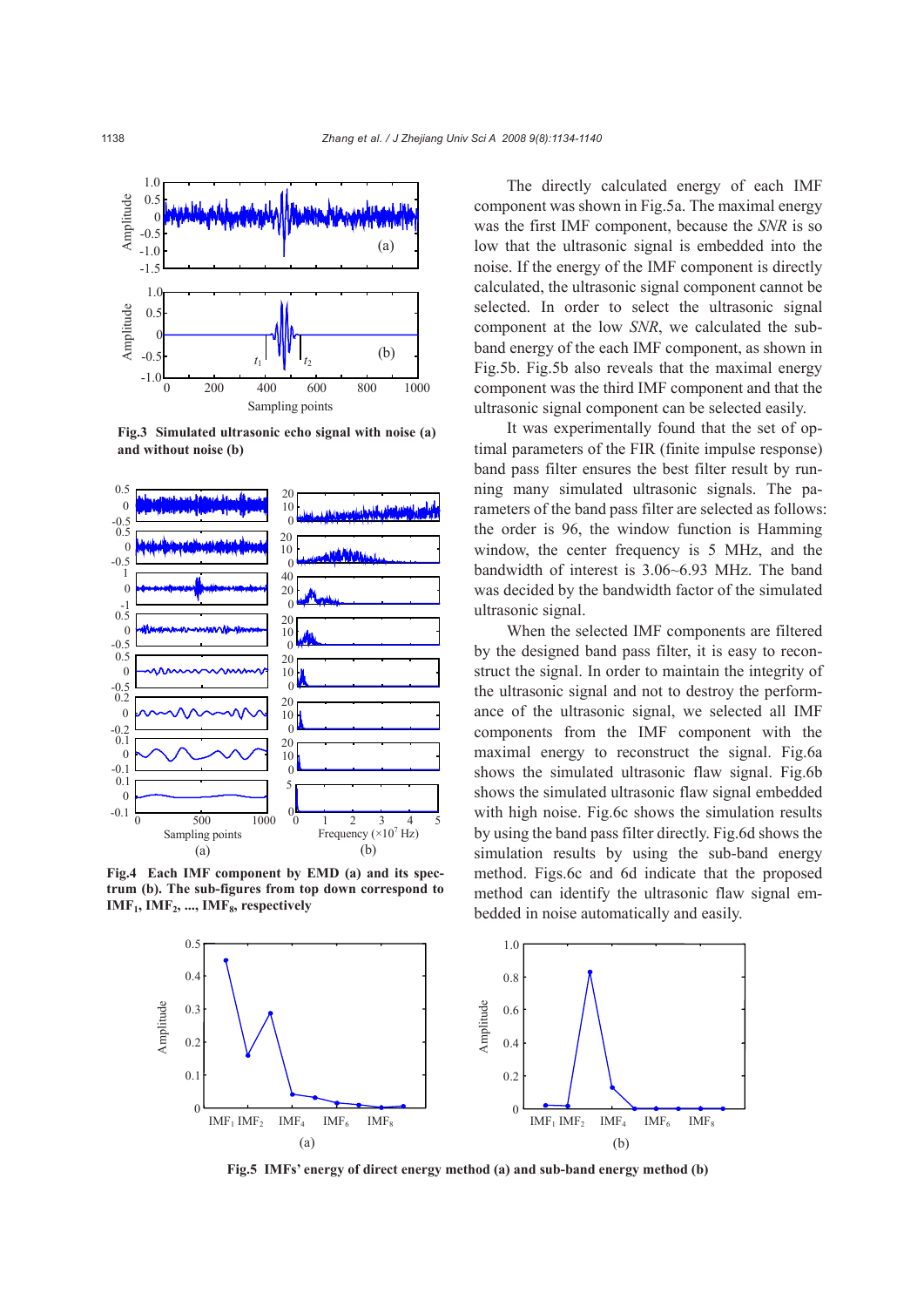1.0
0.5
0
-0.5
-1.0
-1.5
Amplitude
(a)

1.0
0.5
0
-0.5
-1.0
Amplitude
$t_1$
$t_2$
(b)
0 200 400 600 800 1000
Sampling points

**Fig.3 Simulated ultrasonic echo signal with noise (a) and without noise (b)**

0.5 0 -0.5
0.5 0 -0.5
1 0 -1
0.5 0 -0.5
0.5 0 -0.5
0.2 0 -0.2
0.1 0 -0.1
0.1 0 -0.1
0 500 1000
Sampling points
(a)

20 10 0
20 10 0
40 20 0
20 10 0
20 10 0
20 10 0
20 10 0
5 0
0 1 2 3 4 5
Frequency ($\times10^7$ Hz)
(b)

**Fig.4 Each IMF component by EMD (a) and its spectrum (b). The sub-figures from top down correspond to $IMF_1$, $IMF_2$, ..., $IMF_8$, respectively**

The directly calculated energy of each IMF component was shown in Fig.5a. The maximal energy was the first IMF component, because the *SNR* is so low that the ultrasonic signal is embedded into the noise. If the energy of the IMF component is directly calculated, the ultrasonic signal component cannot be selected. In order to select the ultrasonic signal component at the low *SNR*, we calculated the sub-band energy of the each IMF component, as shown in Fig.5b. Fig.5b also reveals that the maximal energy component was the third IMF component and that the ultrasonic signal component can be selected easily.

It was experimentally found that the set of optimal parameters of the FIR (finite impulse response) band pass filter ensures the best filter result by running many simulated ultrasonic signals. The parameters of the band pass filter are selected as follows: the order is 96, the window function is Hamming window, the center frequency is 5 MHz, and the bandwidth of interest is 3.06~6.93 MHz. The band was decided by the bandwidth factor of the simulated ultrasonic signal.

When the selected IMF components are filtered by the designed band pass filter, it is easy to reconstruct the signal. In order to maintain the integrity of the ultrasonic signal and not to destroy the performance of the ultrasonic signal, we selected all IMF components from the IMF component with the maximal energy to reconstruct the signal. Fig.6a shows the simulated ultrasonic flaw signal. Fig.6b shows the simulated ultrasonic flaw signal embedded with high noise. Fig.6c shows the simulation results by using the band pass filter directly. Fig.6d shows the simulation results by using the sub-band energy method. Figs.6c and 6d indicate that the proposed method can identify the ultrasonic flaw signal embedded in noise automatically and easily.

0.5
0.4
0.3
0.2
0.1
0
Amplitude
$IMF_1$ $IMF_2$ $IMF_4$ $IMF_6$ $IMF_8$
(a)

1.0
0.8
0.6
0.4
0.2
0
Amplitude
$IMF_1$ $IMF_2$ $IMF_4$ $IMF_6$ $IMF_8$
(b)

**Fig.5 IMFs' energy of direct energy method (a) and sub-band energy method (b)**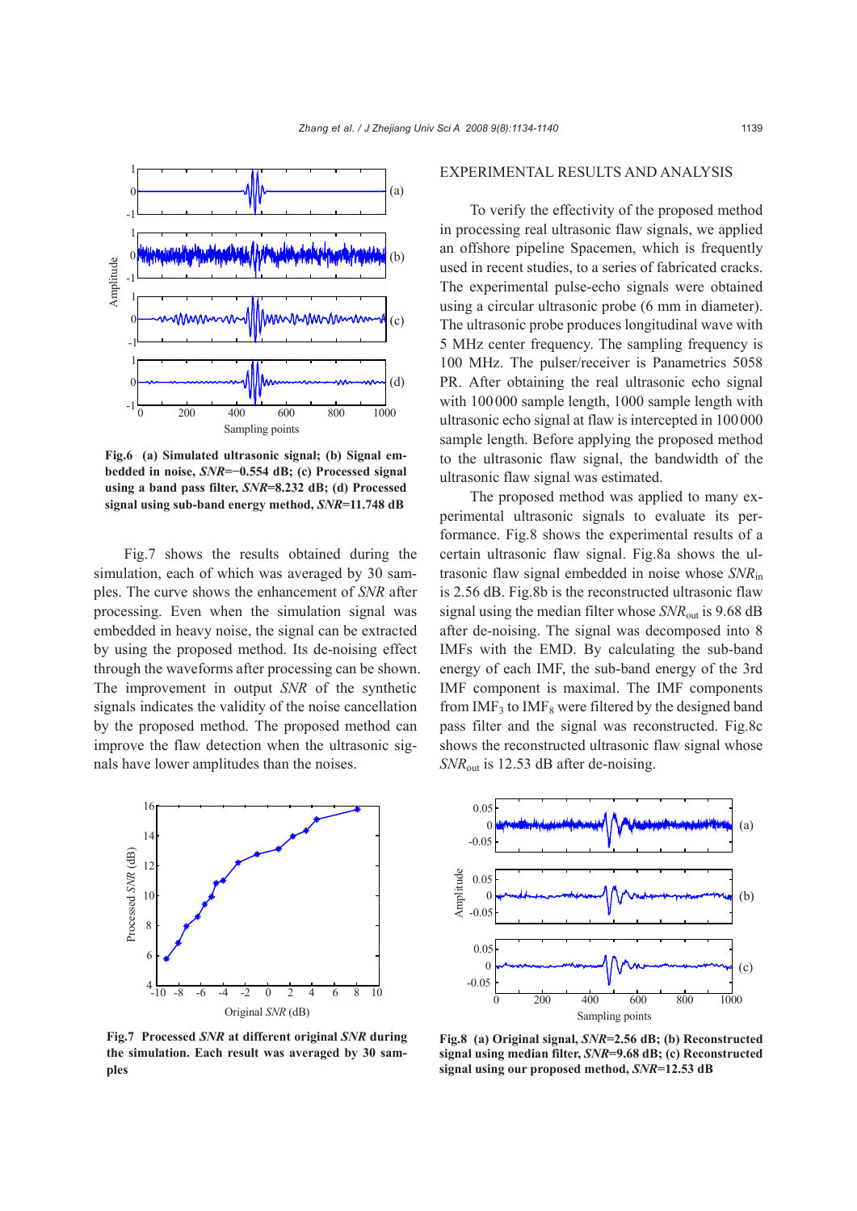1
0
-1
(a)
1
0
-1
(b)
1
0
-1
(c)
1
0
-1
(d)
Amplitude
0 200 400 600 800 1000
Sampling points

**Fig.6 (a) Simulated ultrasonic signal; (b) Signal embedded in noise, *SNR*=−0.554 dB; (c) Processed signal using a band pass filter, *SNR*=8.232 dB; (d) Processed signal using sub-band energy method, *SNR*=11.748 dB**

Fig.7 shows the results obtained during the simulation, each of which was averaged by 30 samples. The curve shows the enhancement of *SNR* after processing. Even when the simulation signal was embedded in heavy noise, the signal can be extracted by using the proposed method. Its de-noising effect through the waveforms after processing can be shown. The improvement in output *SNR* of the synthetic signals indicates the validity of the noise cancellation by the proposed method. The proposed method can improve the flaw detection when the ultrasonic signals have lower amplitudes than the noises.

16
14
12
10
8
6
4
Processed *SNR* (dB)
-10 -8 -6 -4 -2 0 2 4 6 8 10
Original *SNR* (dB)

**Fig.7 Processed *SNR* at different original *SNR* during the simulation. Each result was averaged by 30 samples**

## EXPERIMENTAL RESULTS AND ANALYSIS

To verify the effectivity of the proposed method in processing real ultrasonic flaw signals, we applied an offshore pipeline Spacemen, which is frequently used in recent studies, to a series of fabricated cracks. The experimental pulse-echo signals were obtained using a circular ultrasonic probe (6 mm in diameter). The ultrasonic probe produces longitudinal wave with 5 MHz center frequency. The sampling frequency is 100 MHz. The pulser/receiver is Panametrics 5058 PR. After obtaining the real ultrasonic echo signal with 100000 sample length, 1000 sample length with ultrasonic echo signal at flaw is intercepted in 100000 sample length. Before applying the proposed method to the ultrasonic flaw signal, the bandwidth of the ultrasonic flaw signal was estimated.

The proposed method was applied to many experimental ultrasonic signals to evaluate its performance. Fig.8 shows the experimental results of a certain ultrasonic flaw signal. Fig.8a shows the ultrasonic flaw signal embedded in noise whose $SNR_{in}$ is 2.56 dB. Fig.8b is the reconstructed ultrasonic flaw signal using the median filter whose $SNR_{out}$ is 9.68 dB after de-noising. The signal was decomposed into 8 IMFs with the EMD. By calculating the sub-band energy of each IMF, the sub-band energy of the 3rd IMF component is maximal. The IMF components from $IMF_3$ to $IMF_8$ were filtered by the designed band pass filter and the signal was reconstructed. Fig.8c shows the reconstructed ultrasonic flaw signal whose $SNR_{out}$ is 12.53 dB after de-noising.

0.05
0
-0.05
(a)
0.05
0
-0.05
(b)
0.05
0
-0.05
(c)
Amplitude
0 200 400 600 800 1000
Sampling points

**Fig.8 (a) Original signal, *SNR*=2.56 dB; (b) Reconstructed signal using median filter, *SNR*=9.68 dB; (c) Reconstructed signal using our proposed method, *SNR*=12.53 dB**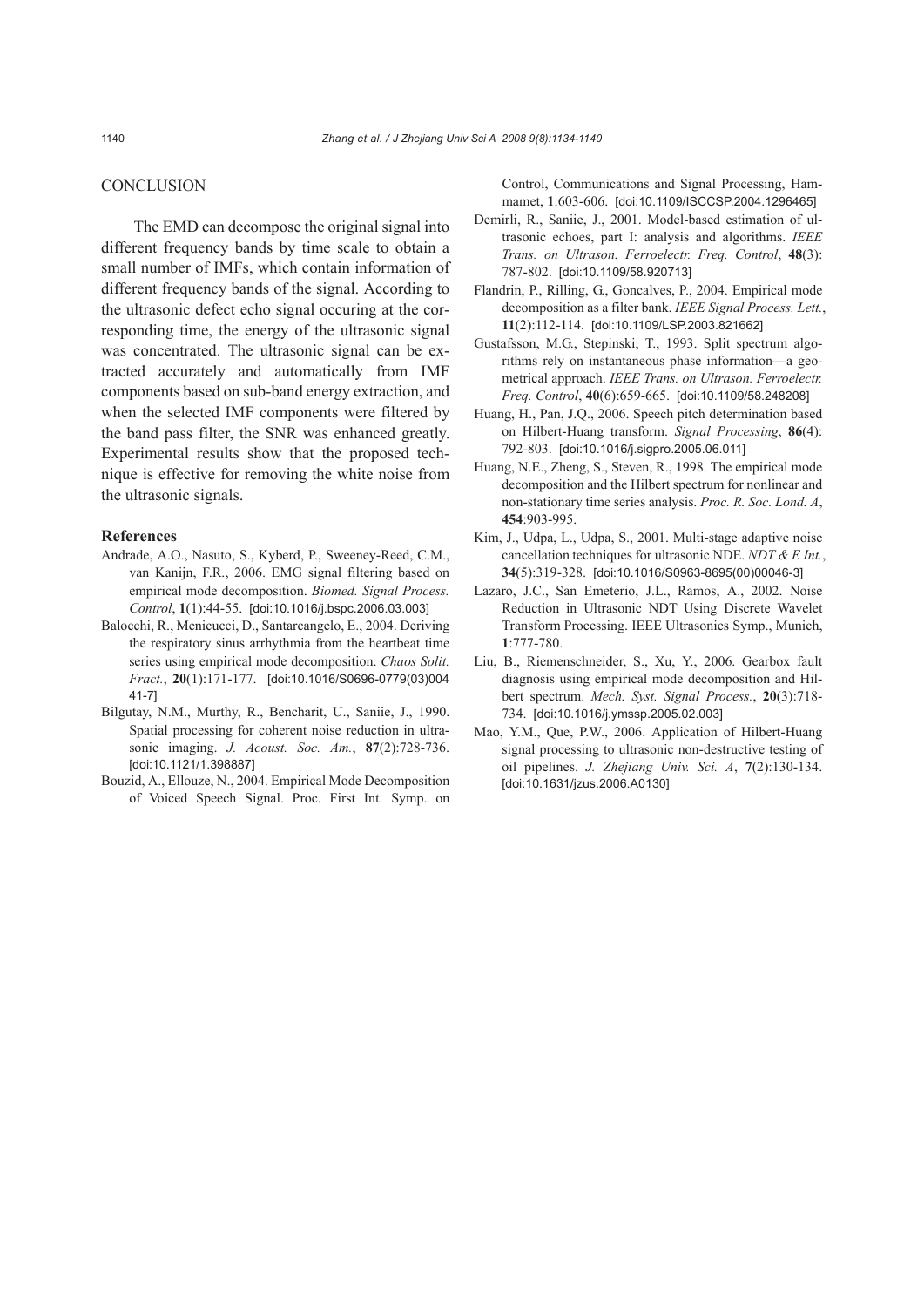## CONCLUSION

The EMD can decompose the original signal into different frequency bands by time scale to obtain a small number of IMFs, which contain information of different frequency bands of the signal. According to the ultrasonic defect echo signal occuring at the corresponding time, the energy of the ultrasonic signal was concentrated. The ultrasonic signal can be extracted accurately and automatically from IMF components based on sub-band energy extraction, and when the selected IMF components were filtered by the band pass filter, the SNR was enhanced greatly. Experimental results show that the proposed technique is effective for removing the white noise from the ultrasonic signals.

### References

Andrade, A.O., Nasuto, S., Kyberd, P., Sweeney-Reed, C.M., van Kanijn, F.R., 2006. EMG signal filtering based on empirical mode decomposition. *Biomed. Signal Process. Control*, **1**(1):44-55. [doi:10.1016/j.bspc.2006.03.003]

Balocchi, R., Menicucci, D., Santarcangelo, E., 2004. Deriving the respiratory sinus arrhythmia from the heartbeat time series using empirical mode decomposition. *Chaos Solit. Fract.*, **20**(1):171-177. [doi:10.1016/S0696-0779(03)00441-7]

Bilgutay, N.M., Murthy, R., Bencharit, U., Saniie, J., 1990. Spatial processing for coherent noise reduction in ultrasonic imaging. *J. Acoust. Soc. Am.*, **87**(2):728-736. [doi:10.1121/1.398887]

Bouzid, A., Ellouze, N., 2004. Empirical Mode Decomposition of Voiced Speech Signal. Proc. First Int. Symp. on Control, Communications and Signal Processing, Hammamet, **1**:603-606. [doi:10.1109/ISCCSP.2004.1296465]

Demirli, R., Saniie, J., 2001. Model-based estimation of ultrasonic echoes, part I: analysis and algorithms. *IEEE Trans. on Ultrason. Ferroelectr. Freq. Control*, **48**(3): 787-802. [doi:10.1109/58.920713]

Flandrin, P., Rilling, G., Goncalves, P., 2004. Empirical mode decomposition as a filter bank. *IEEE Signal Process. Lett.*, **11**(2):112-114. [doi:10.1109/LSP.2003.821662]

Gustafsson, M.G., Stepinski, T., 1993. Split spectrum algorithms rely on instantaneous phase information—a geometrical approach. *IEEE Trans. on Ultrason. Ferroelectr. Freq. Control*, **40**(6):659-665. [doi:10.1109/58.248208]

Huang, H., Pan, J.Q., 2006. Speech pitch determination based on Hilbert-Huang transform. *Signal Processing*, **86**(4): 792-803. [doi:10.1016/j.sigpro.2005.06.011]

Huang, N.E., Zheng, S., Steven, R., 1998. The empirical mode decomposition and the Hilbert spectrum for nonlinear and non-stationary time series analysis. *Proc. R. Soc. Lond. A*, **454**:903-995.

Kim, J., Udpa, L., Udpa, S., 2001. Multi-stage adaptive noise cancellation techniques for ultrasonic NDE. *NDT & E Int.*, **34**(5):319-328. [doi:10.1016/S0963-8695(00)00046-3]

Lazaro, J.C., San Emeterio, J.L., Ramos, A., 2002. Noise Reduction in Ultrasonic NDT Using Discrete Wavelet Transform Processing. IEEE Ultrasonics Symp., Munich, **1**:777-780.

Liu, B., Riemenschneider, S., Xu, Y., 2006. Gearbox fault diagnosis using empirical mode decomposition and Hilbert spectrum. *Mech. Syst. Signal Process.*, **20**(3):718-734. [doi:10.1016/j.ymssp.2005.02.003]

Mao, Y.M., Que, P.W., 2006. Application of Hilbert-Huang signal processing to ultrasonic non-destructive testing of oil pipelines. *J. Zhejiang Univ. Sci. A*, **7**(2):130-134. [doi:10.1631/jzus.2006.A0130]